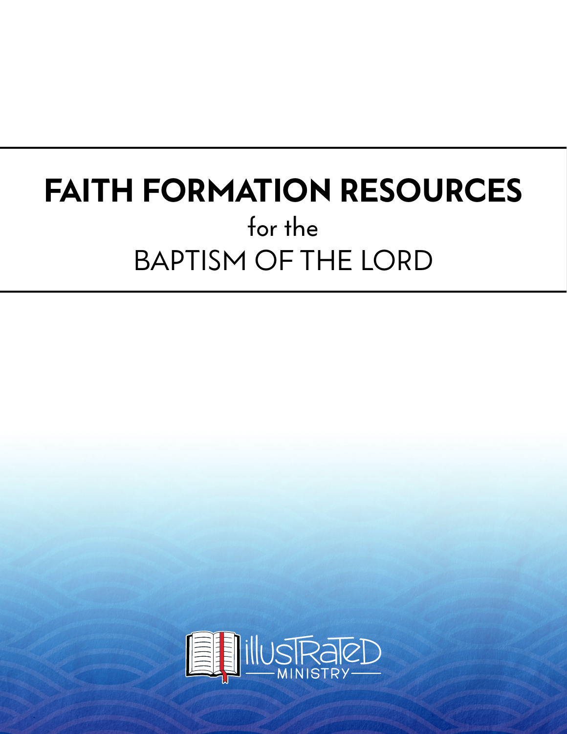# FAITH FORMATION RESOURCES

for the

BAPTISM OF THE LORD

illustrated MINISTRY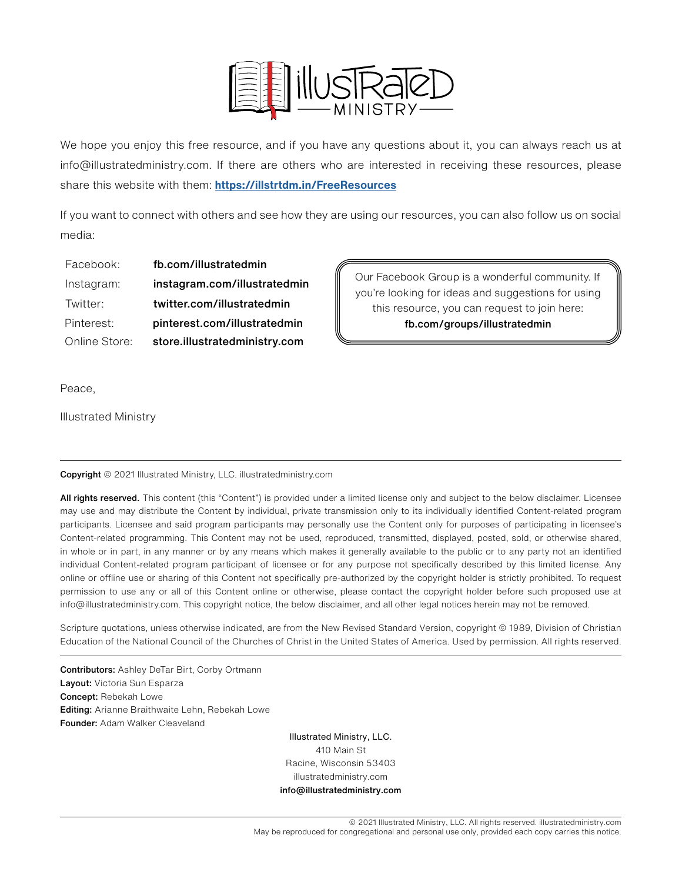We hope you enjoy this free resource, and if you have any questions about it, you can always reach us at info@illustratedministry.com. If there are others who are interested in receiving these resources, please share this website with them: **https://illstrtdm.in/FreeResources**

If you want to connect with others and see how they are using our resources, you can also follow us on social media:

| | |
|---|---|
| Facebook: | **fb.com/illustratedmin** |
| Instagram: | **instagram.com/illustratedmin** |
| Twitter: | **twitter.com/illustratedmin** |
| Pinterest: | **pinterest.com/illustratedmin** |
| Online Store: | **store.illustratedministry.com** |

Our Facebook Group is a wonderful community. If you're looking for ideas and suggestions for using this resource, you can request to join here: **fb.com/groups/illustratedmin**

Peace,

Illustrated Ministry

---

**Copyright** © 2021 Illustrated Ministry, LLC. illustratedministry.com

**All rights reserved.** This content (this "Content") is provided under a limited license only and subject to the below disclaimer. Licensee may use and may distribute the Content by individual, private transmission only to its individually identified Content-related program participants. Licensee and said program participants may personally use the Content only for purposes of participating in licensee's Content-related programming. This Content may not be used, reproduced, transmitted, displayed, posted, sold, or otherwise shared, in whole or in part, in any manner or by any means which makes it generally available to the public or to any party not an identified individual Content-related program participant of licensee or for any purpose not specifically described by this limited license. Any online or offline use or sharing of this Content not specifically pre-authorized by the copyright holder is strictly prohibited. To request permission to use any or all of this Content online or otherwise, please contact the copyright holder before such proposed use at info@illustratedministry.com. This copyright notice, the below disclaimer, and all other legal notices herein may not be removed.

Scripture quotations, unless otherwise indicated, are from the New Revised Standard Version, copyright © 1989, Division of Christian Education of the National Council of the Churches of Christ in the United States of America. Used by permission. All rights reserved.

---

**Contributors:** Ashley DeTar Birt, Corby Ortmann
**Layout:** Victoria Sun Esparza
**Concept:** Rebekah Lowe
**Editing:** Arianne Braithwaite Lehn, Rebekah Lowe
**Founder:** Adam Walker Cleaveland

Illustrated Ministry, LLC.
410 Main St
Racine, Wisconsin 53403
illustratedministry.com
**info@illustratedministry.com**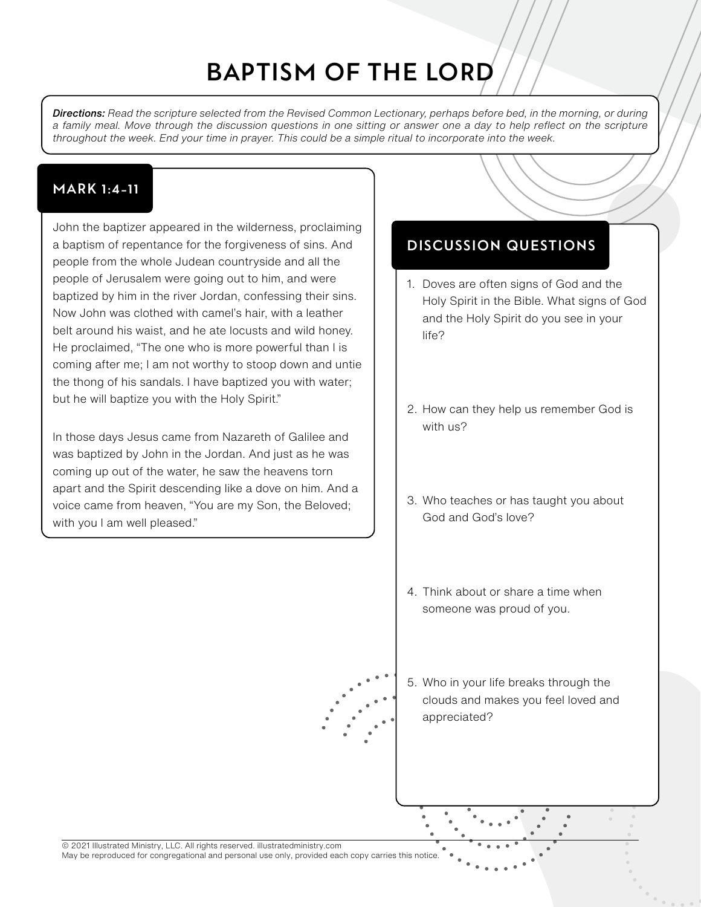# BAPTISM OF THE LORD

***Directions:*** *Read the scripture selected from the Revised Common Lectionary, perhaps before bed, in the morning, or during a family meal. Move through the discussion questions in one sitting or answer one a day to help reflect on the scripture throughout the week. End your time in prayer. This could be a simple ritual to incorporate into the week.*

## MARK 1:4-11

John the baptizer appeared in the wilderness, proclaiming a baptism of repentance for the forgiveness of sins. And people from the whole Judean countryside and all the people of Jerusalem were going out to him, and were baptized by him in the river Jordan, confessing their sins. Now John was clothed with camel's hair, with a leather belt around his waist, and he ate locusts and wild honey. He proclaimed, "The one who is more powerful than I is coming after me; I am not worthy to stoop down and untie the thong of his sandals. I have baptized you with water; but he will baptize you with the Holy Spirit."

In those days Jesus came from Nazareth of Galilee and was baptized by John in the Jordan. And just as he was coming up out of the water, he saw the heavens torn apart and the Spirit descending like a dove on him. And a voice came from heaven, "You are my Son, the Beloved; with you I am well pleased."

## DISCUSSION QUESTIONS

1. Doves are often signs of God and the Holy Spirit in the Bible. What signs of God and the Holy Spirit do you see in your life?
2. How can they help us remember God is with us?
3. Who teaches or has taught you about God and God's love?
4. Think about or share a time when someone was proud of you.
5. Who in your life breaks through the clouds and makes you feel loved and appreciated?

© 2021 Illustrated Ministry, LLC. All rights reserved. illustratedministry.com
May be reproduced for congregational and personal use only, provided each copy carries this notice.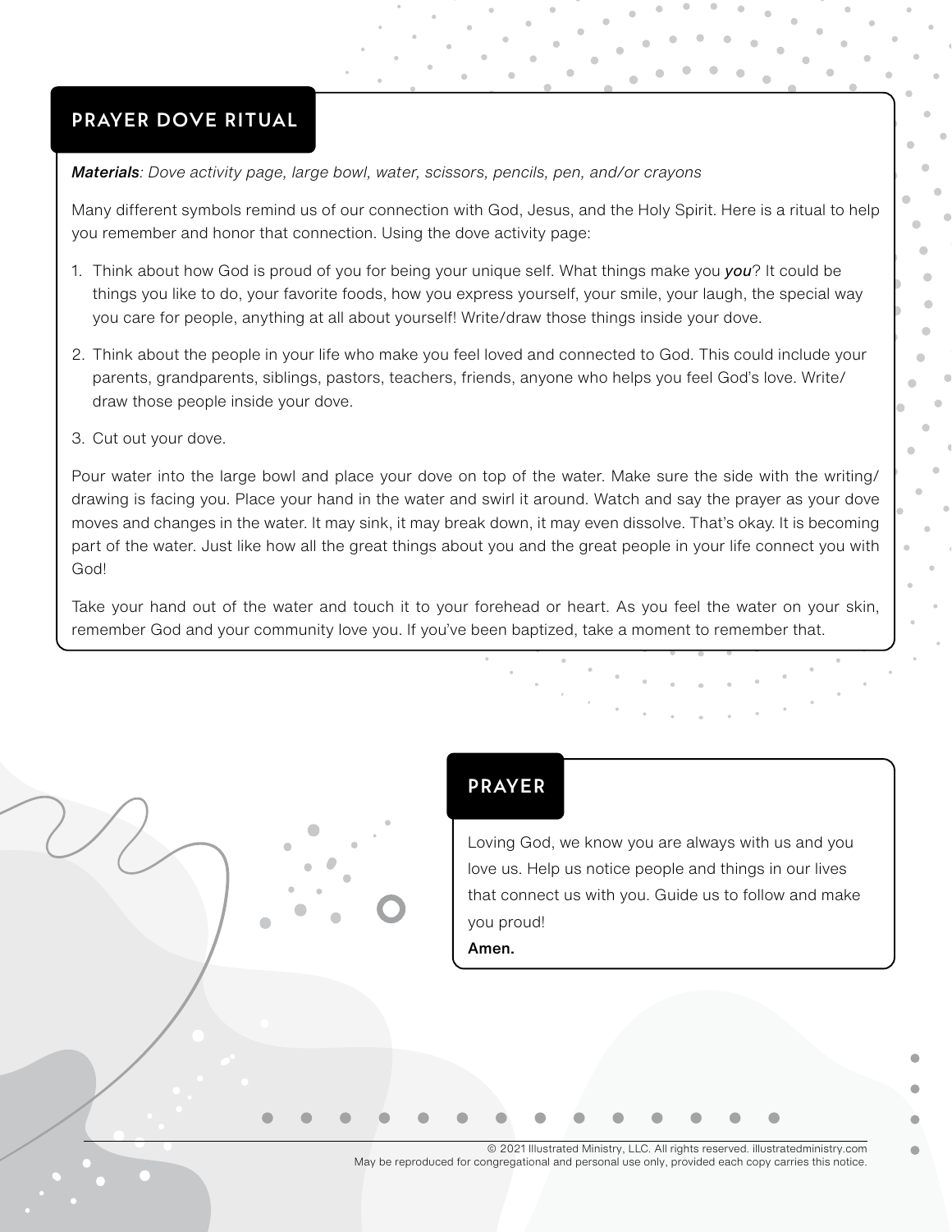## PRAYER DOVE RITUAL

***Materials**: Dove activity page, large bowl, water, scissors, pencils, pen, and/or crayons*

Many different symbols remind us of our connection with God, Jesus, and the Holy Spirit. Here is a ritual to help you remember and honor that connection. Using the dove activity page:

1. Think about how God is proud of you for being your unique self. What things make you ***you***? It could be things you like to do, your favorite foods, how you express yourself, your smile, your laugh, the special way you care for people, anything at all about yourself! Write/draw those things inside your dove.
2. Think about the people in your life who make you feel loved and connected to God. This could include your parents, grandparents, siblings, pastors, teachers, friends, anyone who helps you feel God's love. Write/draw those people inside your dove.
3. Cut out your dove.

Pour water into the large bowl and place your dove on top of the water. Make sure the side with the writing/drawing is facing you. Place your hand in the water and swirl it around. Watch and say the prayer as your dove moves and changes in the water. It may sink, it may break down, it may even dissolve. That's okay. It is becoming part of the water. Just like how all the great things about you and the great people in your life connect you with God!

Take your hand out of the water and touch it to your forehead or heart. As you feel the water on your skin, remember God and your community love you. If you've been baptized, take a moment to remember that.

## PRAYER

Loving God, we know you are always with us and you love us. Help us notice people and things in our lives that connect us with you. Guide us to follow and make you proud!
**Amen.**

© 2021 Illustrated Ministry, LLC. All rights reserved. illustratedministry.com
May be reproduced for congregational and personal use only, provided each copy carries this notice.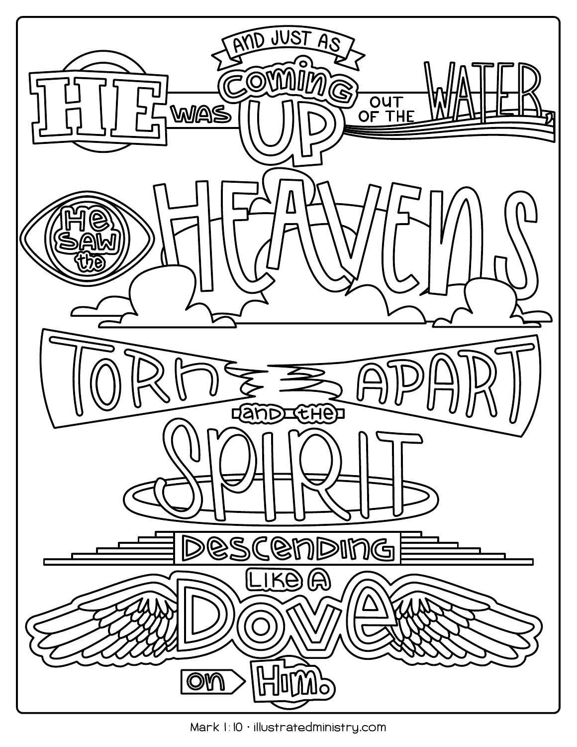HE was AND JUST AS coming UP OUT OF THE WATER,

He SAW the HEAVENS

TORN APART and the SPIRIT

Descending LIKE A Dove on Him.

Mark 1:10 · illustratedministry.com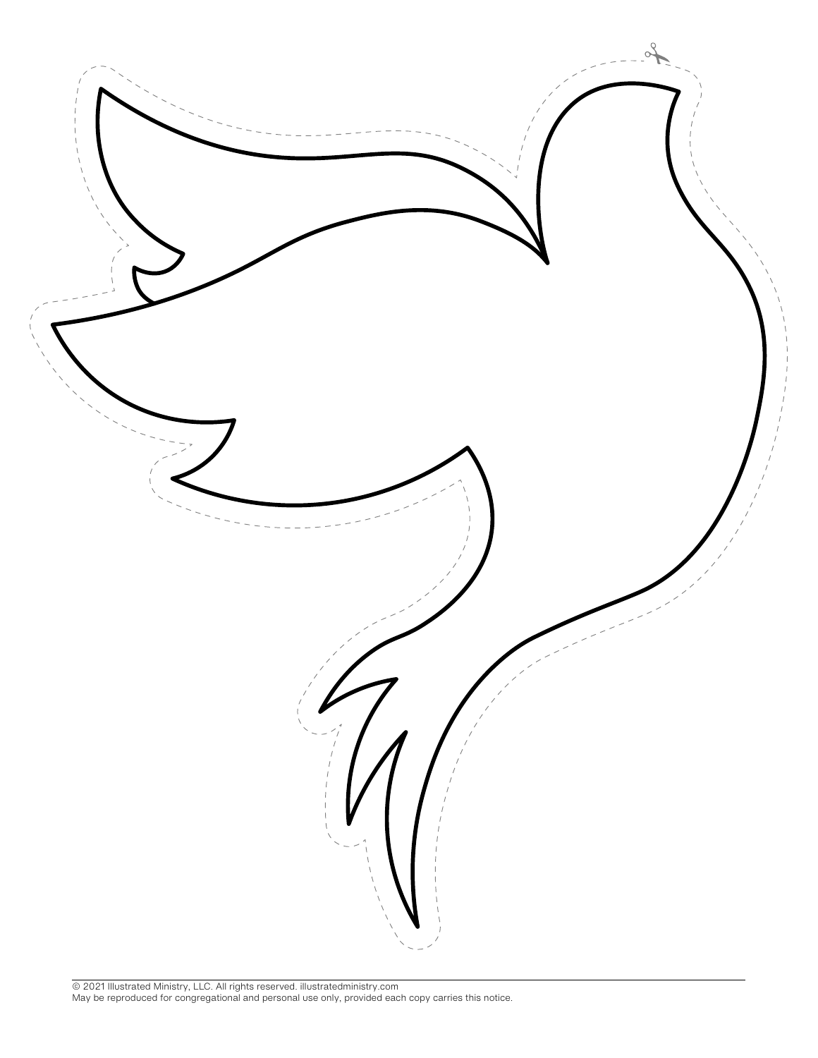© 2021 Illustrated Ministry, LLC. All rights reserved. illustratedministry.com
May be reproduced for congregational and personal use only, provided each copy carries this notice.